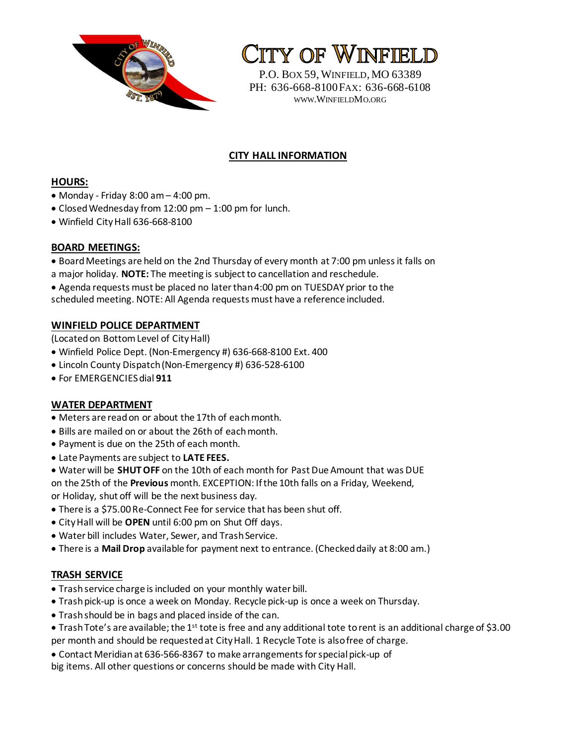# CITY OF WINFIELD

P.O. BOX 59, WINFIELD, MO 63389
PH: 636-668-8100 FAX: 636-668-6108
WWW.WINFIELDMO.ORG

## CITY HALL INFORMATION

### HOURS:

- Monday - Friday 8:00 am – 4:00 pm.
- Closed Wednesday from 12:00 pm – 1:00 pm for lunch.
- Winfield City Hall 636-668-8100

### BOARD MEETINGS:

- Board Meetings are held on the 2nd Thursday of every month at 7:00 pm unless it falls on a major holiday. **NOTE:** The meeting is subject to cancellation and reschedule.
- Agenda requests must be placed no later than 4:00 pm on TUESDAY prior to the scheduled meeting. NOTE: All Agenda requests must have a reference included.

### WINFIELD POLICE DEPARTMENT

(Located on Bottom Level of City Hall)

- Winfield Police Dept. (Non-Emergency #) 636-668-8100 Ext. 400
- Lincoln County Dispatch (Non-Emergency #) 636-528-6100
- For EMERGENCIES dial **911**

### WATER DEPARTMENT

- Meters are read on or about the 17th of each month.
- Bills are mailed on or about the 26th of each month.
- Payment is due on the 25th of each month.
- Late Payments are subject to **LATE FEES.**
- Water will be **SHUT OFF** on the 10th of each month for Past Due Amount that was DUE on the 25th of the **Previous** month. EXCEPTION: If the 10th falls on a Friday, Weekend, or Holiday, shut off will be the next business day.
- There is a $75.00 Re-Connect Fee for service that has been shut off.
- City Hall will be **OPEN** until 6:00 pm on Shut Off days.
- Water bill includes Water, Sewer, and Trash Service.
- There is a **Mail Drop** available for payment next to entrance. (Checked daily at 8:00 am.)

### TRASH SERVICE

- Trash service charge is included on your monthly water bill.
- Trash pick-up is once a week on Monday. Recycle pick-up is once a week on Thursday.
- Trash should be in bags and placed inside of the can.
- Trash Tote's are available; the 1st tote is free and any additional tote to rent is an additional charge of $3.00 per month and should be requested at City Hall. 1 Recycle Tote is also free of charge.
- Contact Meridian at 636-566-8367 to make arrangements for special pick-up of big items. All other questions or concerns should be made with City Hall.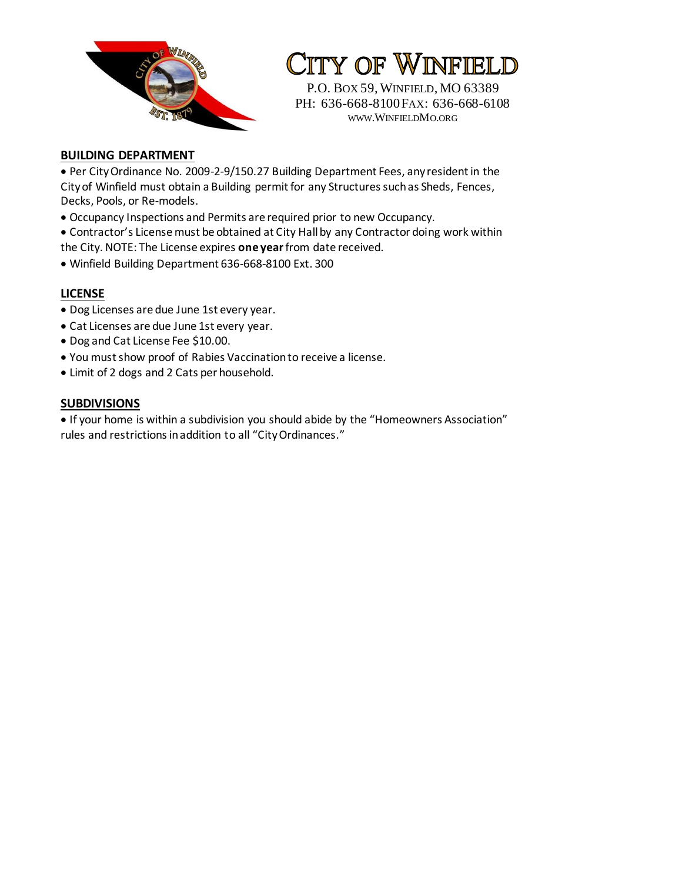# CITY OF WINFIELD

P.O. BOX 59, WINFIELD, MO 63389
PH: 636-668-8100 FAX: 636-668-6108
WWW.WINFIELDMO.ORG

## BUILDING DEPARTMENT

- Per City Ordinance No. 2009-2-9/150.27 Building Department Fees, any resident in the City of Winfield must obtain a Building permit for any Structures such as Sheds, Fences, Decks, Pools, or Re-models.
- Occupancy Inspections and Permits are required prior to new Occupancy.
- Contractor's License must be obtained at City Hall by any Contractor doing work within the City. NOTE: The License expires **one year** from date received.
- Winfield Building Department 636-668-8100 Ext. 300

## LICENSE

- Dog Licenses are due June 1st every year.
- Cat Licenses are due June 1st every year.
- Dog and Cat License Fee $10.00.
- You must show proof of Rabies Vaccination to receive a license.
- Limit of 2 dogs and 2 Cats per household.

## SUBDIVISIONS

- If your home is within a subdivision you should abide by the "Homeowners Association" rules and restrictions in addition to all "City Ordinances."